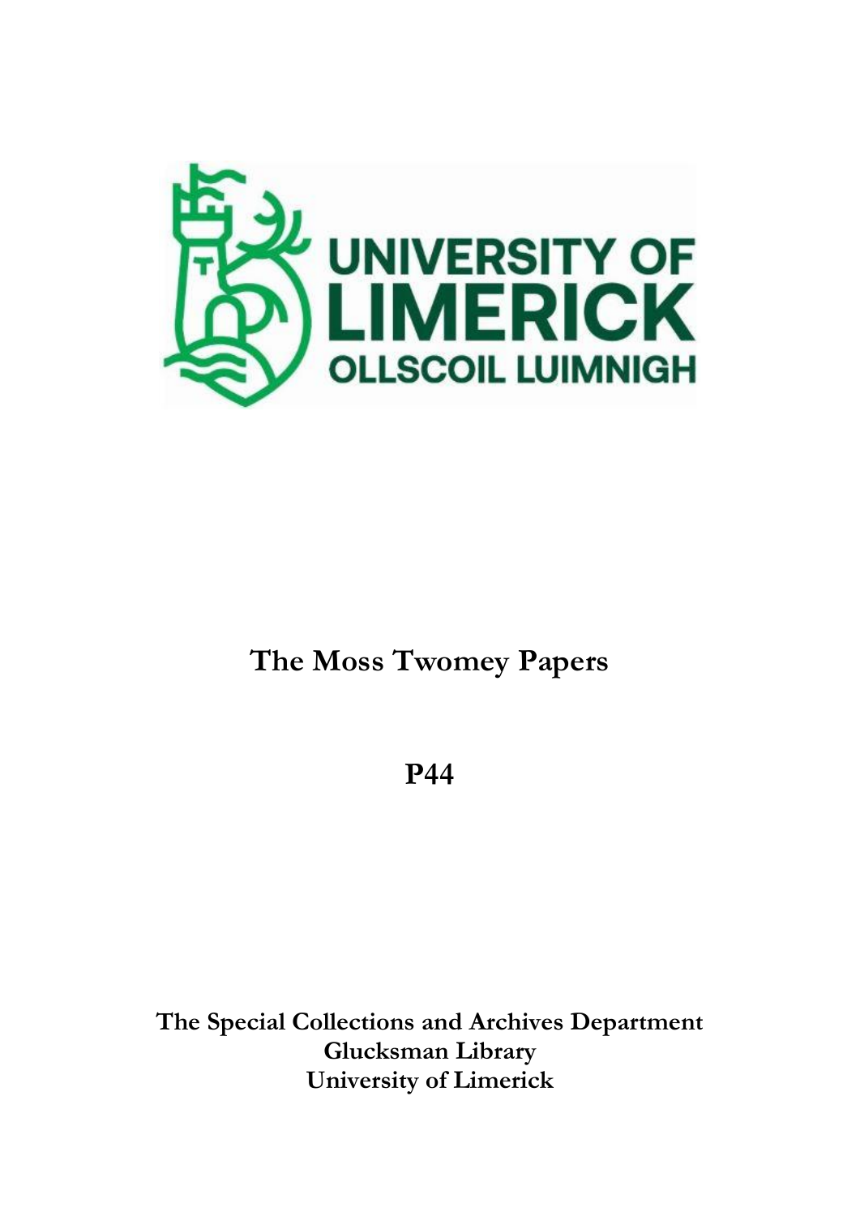UNIVERSITY OF LIMERICK

OLLSCOIL LUIMNIGH

# The Moss Twomey Papers

# P44

**The Special Collections and Archives Department**
**Glucksman Library**
**University of Limerick**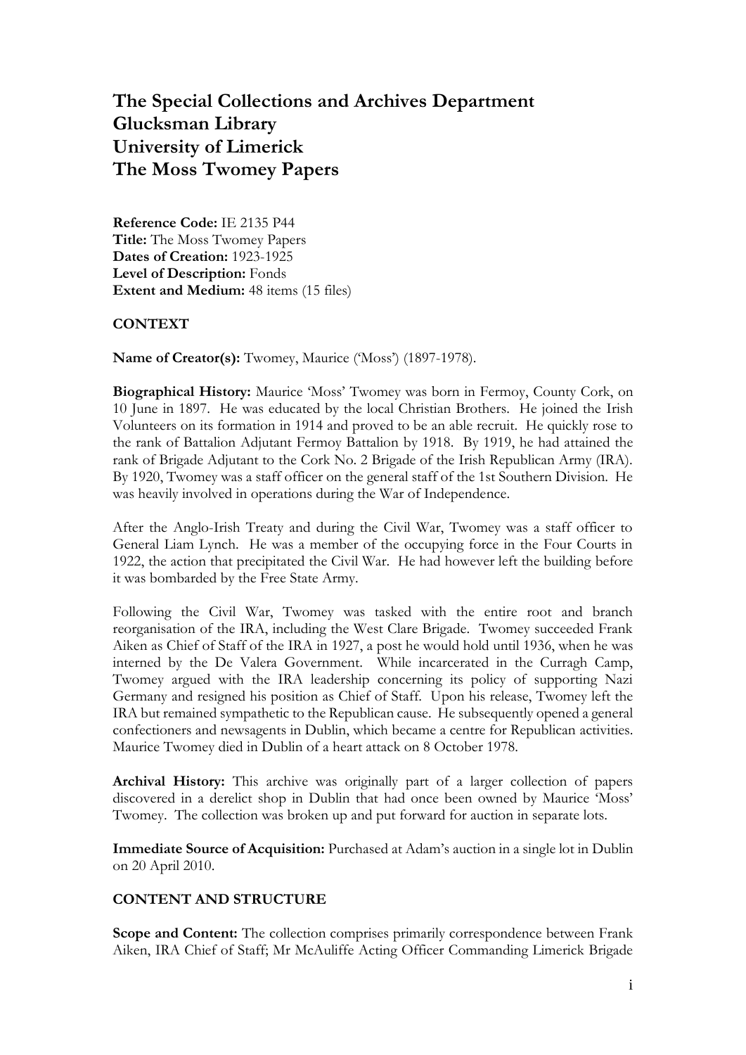# The Special Collections and Archives Department
# Glucksman Library
# University of Limerick
# The Moss Twomey Papers

**Reference Code:** IE 2135 P44
**Title:** The Moss Twomey Papers
**Dates of Creation:** 1923-1925
**Level of Description:** Fonds
**Extent and Medium:** 48 items (15 files)

**CONTEXT**

**Name of Creator(s):** Twomey, Maurice ('Moss') (1897-1978).

**Biographical History:** Maurice 'Moss' Twomey was born in Fermoy, County Cork, on 10 June in 1897. He was educated by the local Christian Brothers. He joined the Irish Volunteers on its formation in 1914 and proved to be an able recruit. He quickly rose to the rank of Battalion Adjutant Fermoy Battalion by 1918. By 1919, he had attained the rank of Brigade Adjutant to the Cork No. 2 Brigade of the Irish Republican Army (IRA). By 1920, Twomey was a staff officer on the general staff of the 1st Southern Division. He was heavily involved in operations during the War of Independence.

After the Anglo-Irish Treaty and during the Civil War, Twomey was a staff officer to General Liam Lynch. He was a member of the occupying force in the Four Courts in 1922, the action that precipitated the Civil War. He had however left the building before it was bombarded by the Free State Army.

Following the Civil War, Twomey was tasked with the entire root and branch reorganisation of the IRA, including the West Clare Brigade. Twomey succeeded Frank Aiken as Chief of Staff of the IRA in 1927, a post he would hold until 1936, when he was interned by the De Valera Government. While incarcerated in the Curragh Camp, Twomey argued with the IRA leadership concerning its policy of supporting Nazi Germany and resigned his position as Chief of Staff. Upon his release, Twomey left the IRA but remained sympathetic to the Republican cause. He subsequently opened a general confectioners and newsagents in Dublin, which became a centre for Republican activities. Maurice Twomey died in Dublin of a heart attack on 8 October 1978.

**Archival History:** This archive was originally part of a larger collection of papers discovered in a derelict shop in Dublin that had once been owned by Maurice 'Moss' Twomey. The collection was broken up and put forward for auction in separate lots.

**Immediate Source of Acquisition:** Purchased at Adam's auction in a single lot in Dublin on 20 April 2010.

**CONTENT AND STRUCTURE**

**Scope and Content:** The collection comprises primarily correspondence between Frank Aiken, IRA Chief of Staff; Mr McAuliffe Acting Officer Commanding Limerick Brigade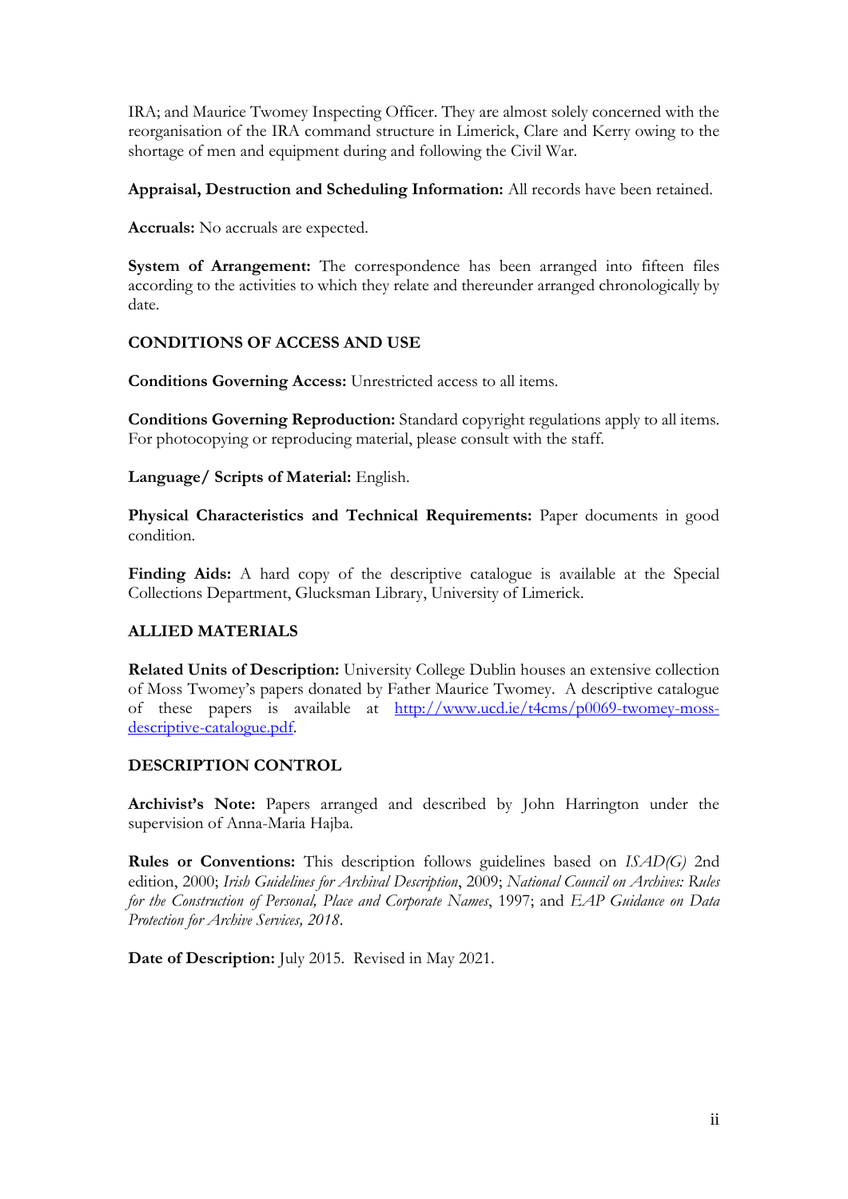IRA; and Maurice Twomey Inspecting Officer. They are almost solely concerned with the reorganisation of the IRA command structure in Limerick, Clare and Kerry owing to the shortage of men and equipment during and following the Civil War.

**Appraisal, Destruction and Scheduling Information:** All records have been retained.

**Accruals:** No accruals are expected.

**System of Arrangement:** The correspondence has been arranged into fifteen files according to the activities to which they relate and thereunder arranged chronologically by date.

## CONDITIONS OF ACCESS AND USE

**Conditions Governing Access:** Unrestricted access to all items.

**Conditions Governing Reproduction:** Standard copyright regulations apply to all items. For photocopying or reproducing material, please consult with the staff.

**Language/ Scripts of Material:** English.

**Physical Characteristics and Technical Requirements:** Paper documents in good condition.

**Finding Aids:** A hard copy of the descriptive catalogue is available at the Special Collections Department, Glucksman Library, University of Limerick.

## ALLIED MATERIALS

**Related Units of Description:** University College Dublin houses an extensive collection of Moss Twomey's papers donated by Father Maurice Twomey. A descriptive catalogue of these papers is available at [http://www.ucd.ie/t4cms/p0069-twomey-moss-descriptive-catalogue.pdf](http://www.ucd.ie/t4cms/p0069-twomey-moss-descriptive-catalogue.pdf).

## DESCRIPTION CONTROL

**Archivist's Note:** Papers arranged and described by John Harrington under the supervision of Anna-Maria Hajba.

**Rules or Conventions:** This description follows guidelines based on *ISAD(G)* 2nd edition, 2000; *Irish Guidelines for Archival Description*, 2009; *National Council on Archives: Rules for the Construction of Personal, Place and Corporate Names*, 1997; and *EAP Guidance on Data Protection for Archive Services, 2018*.

**Date of Description:** July 2015. Revised in May 2021.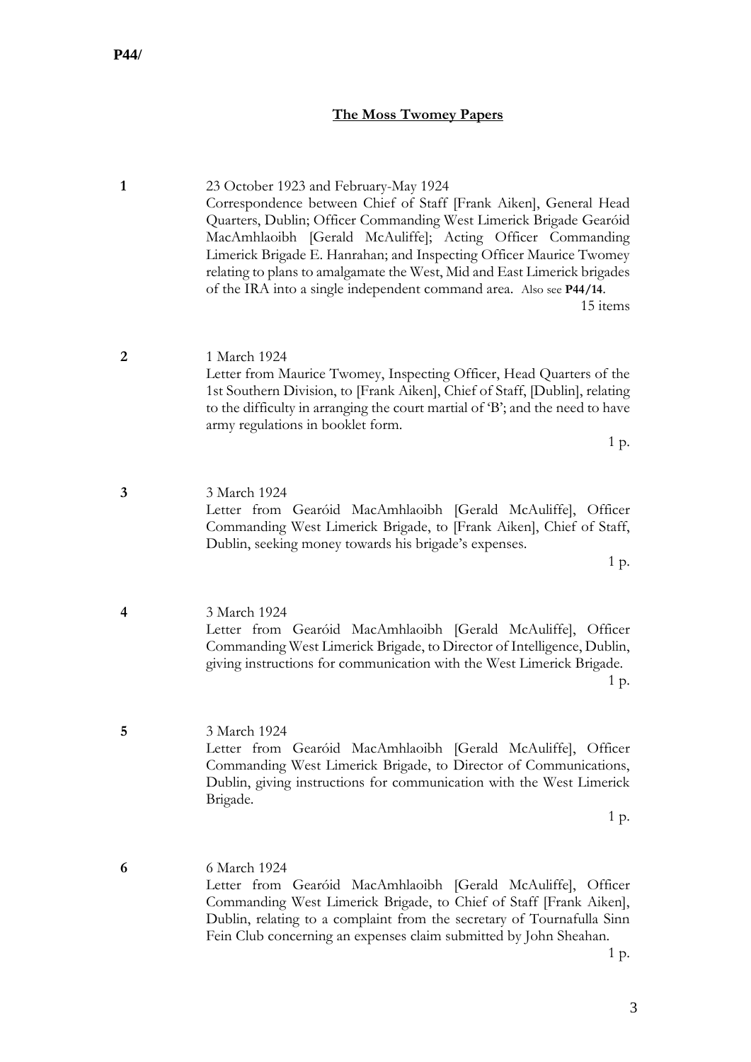**P44/**

## The Moss Twomey Papers

**1** 23 October 1923 and February-May 1924

Correspondence between Chief of Staff [Frank Aiken], General Head Quarters, Dublin; Officer Commanding West Limerick Brigade Gearóid MacAmhlaoibh [Gerald McAuliffe]; Acting Officer Commanding Limerick Brigade E. Hanrahan; and Inspecting Officer Maurice Twomey relating to plans to amalgamate the West, Mid and East Limerick brigades of the IRA into a single independent command area. Also see **P44/14**.

15 items

**2** 1 March 1924

Letter from Maurice Twomey, Inspecting Officer, Head Quarters of the 1st Southern Division, to [Frank Aiken], Chief of Staff, [Dublin], relating to the difficulty in arranging the court martial of 'B'; and the need to have army regulations in booklet form.

1 p.

**3** 3 March 1924

Letter from Gearóid MacAmhlaoibh [Gerald McAuliffe], Officer Commanding West Limerick Brigade, to [Frank Aiken], Chief of Staff, Dublin, seeking money towards his brigade's expenses.

1 p.

**4** 3 March 1924

Letter from Gearóid MacAmhlaoibh [Gerald McAuliffe], Officer Commanding West Limerick Brigade, to Director of Intelligence, Dublin, giving instructions for communication with the West Limerick Brigade.

1 p.

**5** 3 March 1924

Letter from Gearóid MacAmhlaoibh [Gerald McAuliffe], Officer Commanding West Limerick Brigade, to Director of Communications, Dublin, giving instructions for communication with the West Limerick Brigade.

1 p.

**6** 6 March 1924

Letter from Gearóid MacAmhlaoibh [Gerald McAuliffe], Officer Commanding West Limerick Brigade, to Chief of Staff [Frank Aiken], Dublin, relating to a complaint from the secretary of Tournafulla Sinn Fein Club concerning an expenses claim submitted by John Sheahan.

1 p.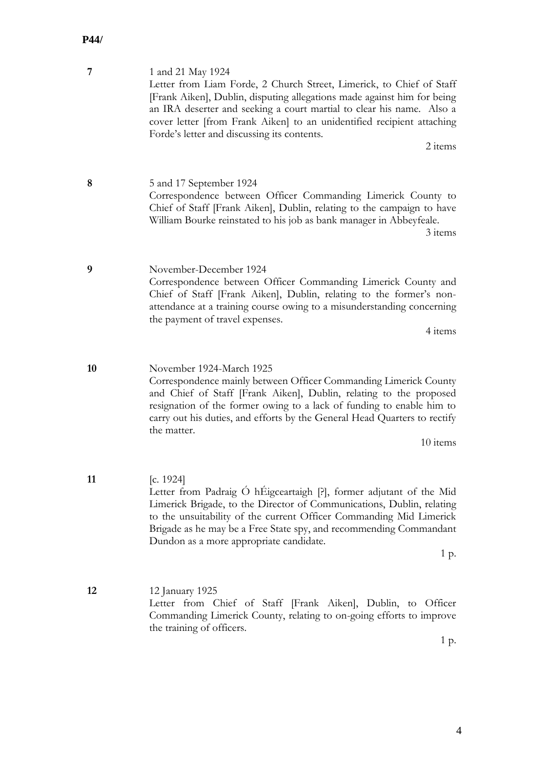**P44/**

**7** 1 and 21 May 1924
Letter from Liam Forde, 2 Church Street, Limerick, to Chief of Staff [Frank Aiken], Dublin, disputing allegations made against him for being an IRA deserter and seeking a court martial to clear his name. Also a cover letter [from Frank Aiken] to an unidentified recipient attaching Forde's letter and discussing its contents.
2 items

**8** 5 and 17 September 1924
Correspondence between Officer Commanding Limerick County to Chief of Staff [Frank Aiken], Dublin, relating to the campaign to have William Bourke reinstated to his job as bank manager in Abbeyfeale.
3 items

**9** November-December 1924
Correspondence between Officer Commanding Limerick County and Chief of Staff [Frank Aiken], Dublin, relating to the former's non-attendance at a training course owing to a misunderstanding concerning the payment of travel expenses.
4 items

**10** November 1924-March 1925
Correspondence mainly between Officer Commanding Limerick County and Chief of Staff [Frank Aiken], Dublin, relating to the proposed resignation of the former owing to a lack of funding to enable him to carry out his duties, and efforts by the General Head Quarters to rectify the matter.
10 items

**11** [c. 1924]
Letter from Padraig Ó hÉigceartaigh [?], former adjutant of the Mid Limerick Brigade, to the Director of Communications, Dublin, relating to the unsuitability of the current Officer Commanding Mid Limerick Brigade as he may be a Free State spy, and recommending Commandant Dundon as a more appropriate candidate.
1 p.

**12** 12 January 1925
Letter from Chief of Staff [Frank Aiken], Dublin, to Officer Commanding Limerick County, relating to on-going efforts to improve the training of officers.
1 p.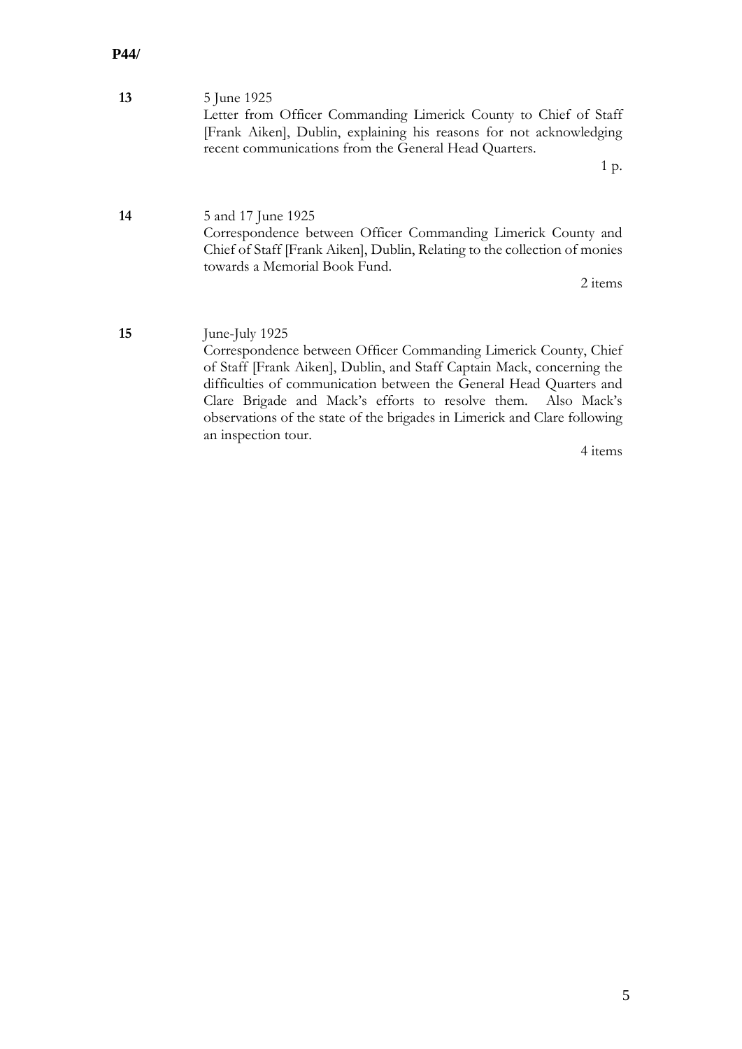**P44/**

**13** 5 June 1925

Letter from Officer Commanding Limerick County to Chief of Staff [Frank Aiken], Dublin, explaining his reasons for not acknowledging recent communications from the General Head Quarters.

1 p.

**14** 5 and 17 June 1925

Correspondence between Officer Commanding Limerick County and Chief of Staff [Frank Aiken], Dublin, Relating to the collection of monies towards a Memorial Book Fund.

2 items

**15** June-July 1925

Correspondence between Officer Commanding Limerick County, Chief of Staff [Frank Aiken], Dublin, and Staff Captain Mack, concerning the difficulties of communication between the General Head Quarters and Clare Brigade and Mack's efforts to resolve them. Also Mack's observations of the state of the brigades in Limerick and Clare following an inspection tour.

4 items